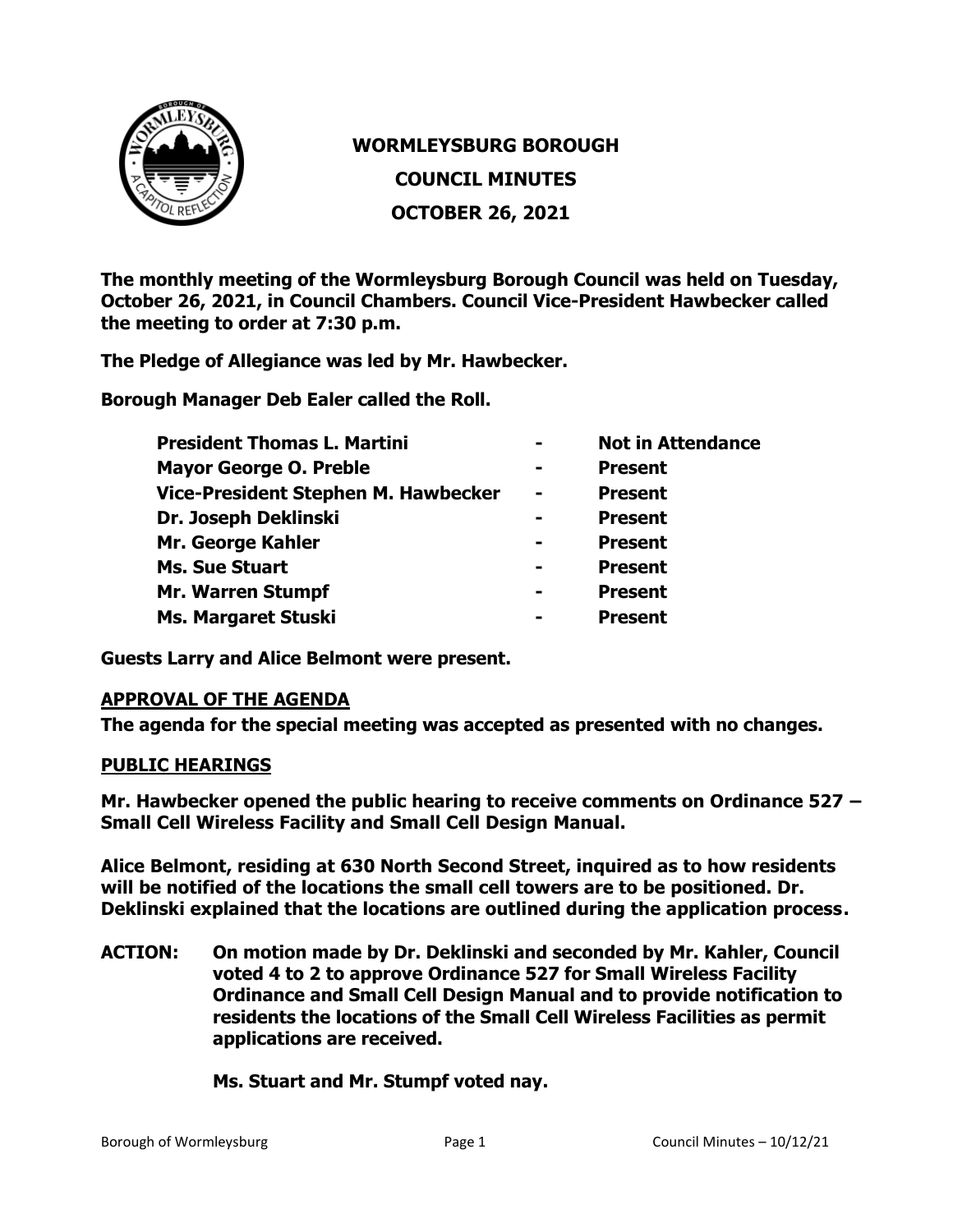# WORMLEYSBURG BOROUGH

## COUNCIL MINUTES

## OCTOBER 26, 2021

**The monthly meeting of the Wormleysburg Borough Council was held on Tuesday, October 26, 2021, in Council Chambers. Council Vice-President Hawbecker called the meeting to order at 7:30 p.m.**

**The Pledge of Allegiance was led by Mr. Hawbecker.**

**Borough Manager Deb Ealer called the Roll.**

| | | |
|---|---|---|
| **President Thomas L. Martini** | **-** | **Not in Attendance** |
| **Mayor George O. Preble** | **-** | **Present** |
| **Vice-President Stephen M. Hawbecker** | **-** | **Present** |
| **Dr. Joseph Deklinski** | **-** | **Present** |
| **Mr. George Kahler** | **-** | **Present** |
| **Ms. Sue Stuart** | **-** | **Present** |
| **Mr. Warren Stumpf** | **-** | **Present** |
| **Ms. Margaret Stuski** | **-** | **Present** |

**Guests Larry and Alice Belmont were present.**

**APPROVAL OF THE AGENDA**

**The agenda for the special meeting was accepted as presented with no changes.**

**PUBLIC HEARINGS**

**Mr. Hawbecker opened the public hearing to receive comments on Ordinance 527 – Small Cell Wireless Facility and Small Cell Design Manual.**

**Alice Belmont, residing at 630 North Second Street, inquired as to how residents will be notified of the locations the small cell towers are to be positioned. Dr. Deklinski explained that the locations are outlined during the application process.**

**ACTION: On motion made by Dr. Deklinski and seconded by Mr. Kahler, Council voted 4 to 2 to approve Ordinance 527 for Small Wireless Facility Ordinance and Small Cell Design Manual and to provide notification to residents the locations of the Small Cell Wireless Facilities as permit applications are received.**

**Ms. Stuart and Mr. Stumpf voted nay.**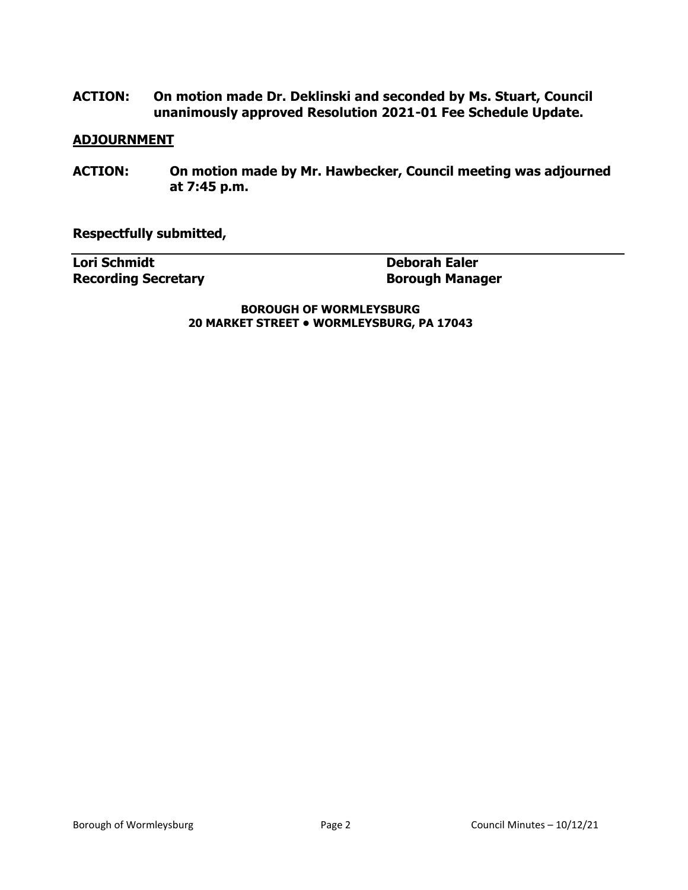**ACTION: On motion made Dr. Deklinski and seconded by Ms. Stuart, Council unanimously approved Resolution 2021-01 Fee Schedule Update.**

**ADJOURNMENT**

**ACTION: On motion made by Mr. Hawbecker, Council meeting was adjourned at 7:45 p.m.**

**Respectfully submitted,**

**Lori Schmidt**
**Recording Secretary**

**Deborah Ealer**
**Borough Manager**

**BOROUGH OF WORMLEYSBURG**
**20 MARKET STREET • WORMLEYSBURG, PA 17043**